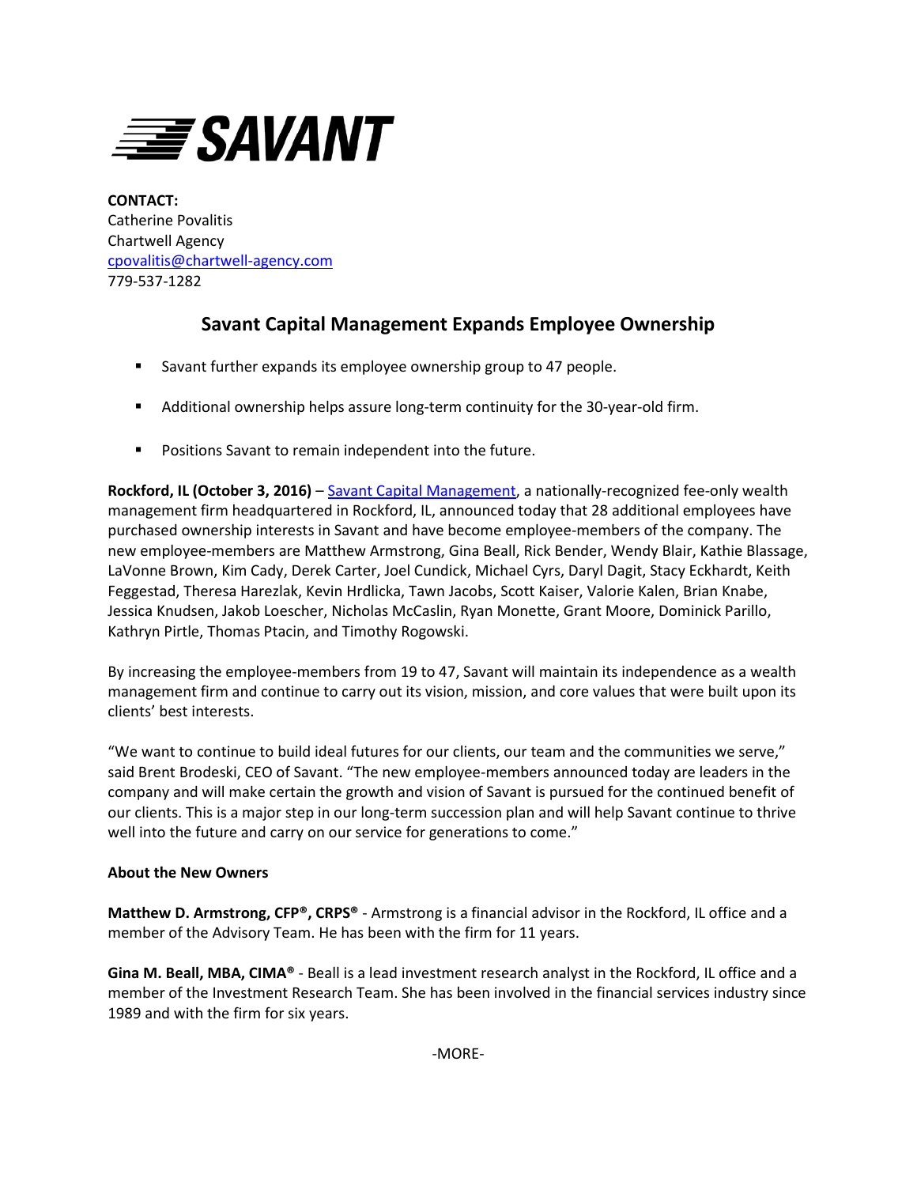SAVANT

**CONTACT:**
Catherine Povalitis
Chartwell Agency
cpovalitis@chartwell-agency.com
779-537-1282

## Savant Capital Management Expands Employee Ownership

- Savant further expands its employee ownership group to 47 people.
- Additional ownership helps assure long-term continuity for the 30-year-old firm.
- Positions Savant to remain independent into the future.

**Rockford, IL (October 3, 2016)** – Savant Capital Management, a nationally-recognized fee-only wealth management firm headquartered in Rockford, IL, announced today that 28 additional employees have purchased ownership interests in Savant and have become employee-members of the company. The new employee-members are Matthew Armstrong, Gina Beall, Rick Bender, Wendy Blair, Kathie Blassage, LaVonne Brown, Kim Cady, Derek Carter, Joel Cundick, Michael Cyrs, Daryl Dagit, Stacy Eckhardt, Keith Feggestad, Theresa Harezlak, Kevin Hrdlicka, Tawn Jacobs, Scott Kaiser, Valorie Kalen, Brian Knabe, Jessica Knudsen, Jakob Loescher, Nicholas McCaslin, Ryan Monette, Grant Moore, Dominick Parillo, Kathryn Pirtle, Thomas Ptacin, and Timothy Rogowski.

By increasing the employee-members from 19 to 47, Savant will maintain its independence as a wealth management firm and continue to carry out its vision, mission, and core values that were built upon its clients' best interests.

"We want to continue to build ideal futures for our clients, our team and the communities we serve," said Brent Brodeski, CEO of Savant. "The new employee-members announced today are leaders in the company and will make certain the growth and vision of Savant is pursued for the continued benefit of our clients. This is a major step in our long-term succession plan and will help Savant continue to thrive well into the future and carry on our service for generations to come."

**About the New Owners**

**Matthew D. Armstrong, CFP®, CRPS®** - Armstrong is a financial advisor in the Rockford, IL office and a member of the Advisory Team. He has been with the firm for 11 years.

**Gina M. Beall, MBA, CIMA®** - Beall is a lead investment research analyst in the Rockford, IL office and a member of the Investment Research Team. She has been involved in the financial services industry since 1989 and with the firm for six years.

-MORE-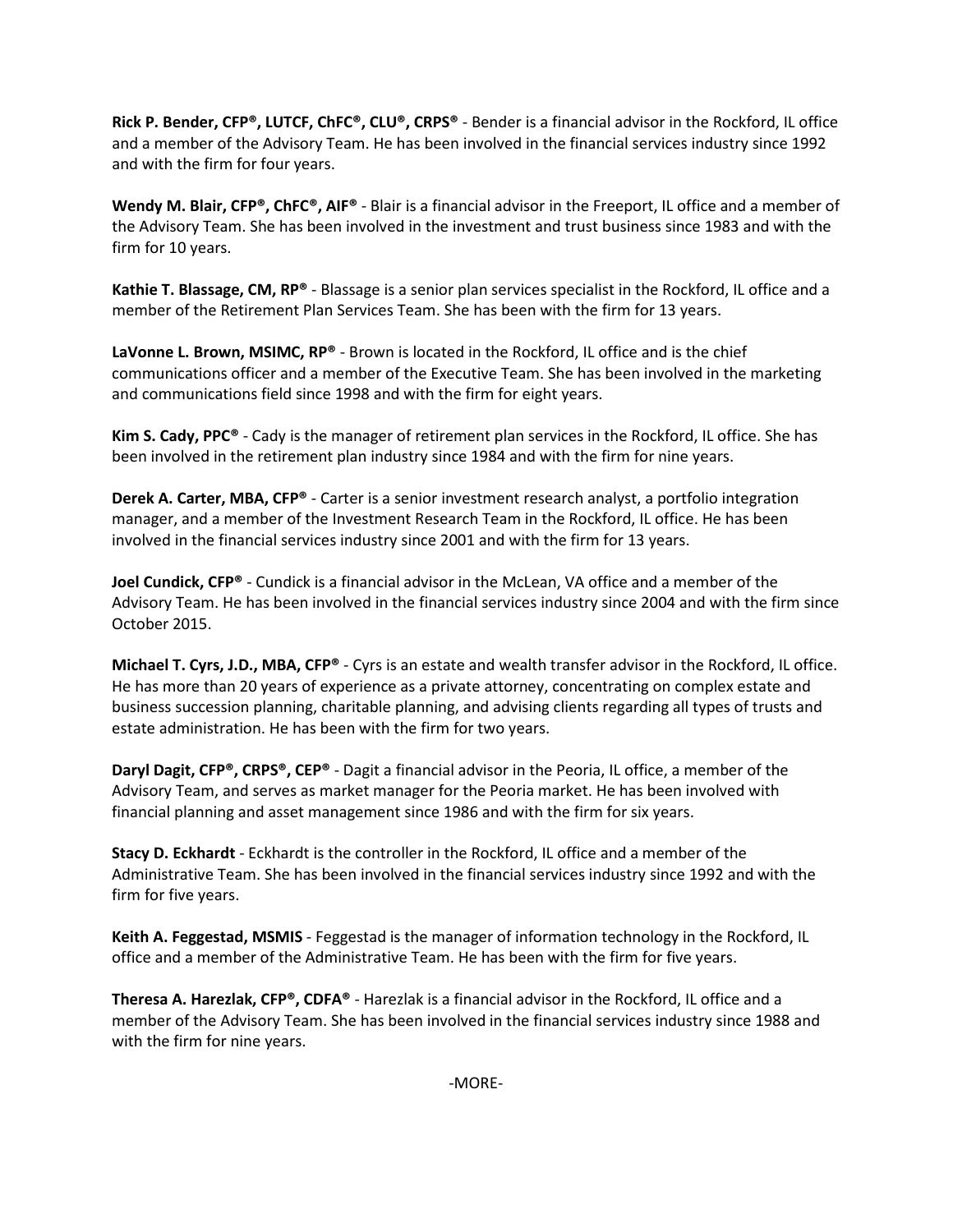**Rick P. Bender, CFP®, LUTCF, ChFC®, CLU®, CRPS®** - Bender is a financial advisor in the Rockford, IL office and a member of the Advisory Team. He has been involved in the financial services industry since 1992 and with the firm for four years.

**Wendy M. Blair, CFP®, ChFC®, AIF®** - Blair is a financial advisor in the Freeport, IL office and a member of the Advisory Team. She has been involved in the investment and trust business since 1983 and with the firm for 10 years.

**Kathie T. Blassage, CM, RP®** - Blassage is a senior plan services specialist in the Rockford, IL office and a member of the Retirement Plan Services Team. She has been with the firm for 13 years.

**LaVonne L. Brown, MSIMC, RP®** - Brown is located in the Rockford, IL office and is the chief communications officer and a member of the Executive Team. She has been involved in the marketing and communications field since 1998 and with the firm for eight years.

**Kim S. Cady, PPC®** - Cady is the manager of retirement plan services in the Rockford, IL office. She has been involved in the retirement plan industry since 1984 and with the firm for nine years.

**Derek A. Carter, MBA, CFP®** - Carter is a senior investment research analyst, a portfolio integration manager, and a member of the Investment Research Team in the Rockford, IL office. He has been involved in the financial services industry since 2001 and with the firm for 13 years.

**Joel Cundick, CFP®** - Cundick is a financial advisor in the McLean, VA office and a member of the Advisory Team. He has been involved in the financial services industry since 2004 and with the firm since October 2015.

**Michael T. Cyrs, J.D., MBA, CFP®** - Cyrs is an estate and wealth transfer advisor in the Rockford, IL office. He has more than 20 years of experience as a private attorney, concentrating on complex estate and business succession planning, charitable planning, and advising clients regarding all types of trusts and estate administration. He has been with the firm for two years.

**Daryl Dagit, CFP®, CRPS®, CEP®** - Dagit a financial advisor in the Peoria, IL office, a member of the Advisory Team, and serves as market manager for the Peoria market. He has been involved with financial planning and asset management since 1986 and with the firm for six years.

**Stacy D. Eckhardt** - Eckhardt is the controller in the Rockford, IL office and a member of the Administrative Team. She has been involved in the financial services industry since 1992 and with the firm for five years.

**Keith A. Feggestad, MSMIS** - Feggestad is the manager of information technology in the Rockford, IL office and a member of the Administrative Team. He has been with the firm for five years.

**Theresa A. Harezlak, CFP®, CDFA®** - Harezlak is a financial advisor in the Rockford, IL office and a member of the Advisory Team. She has been involved in the financial services industry since 1988 and with the firm for nine years.

-MORE-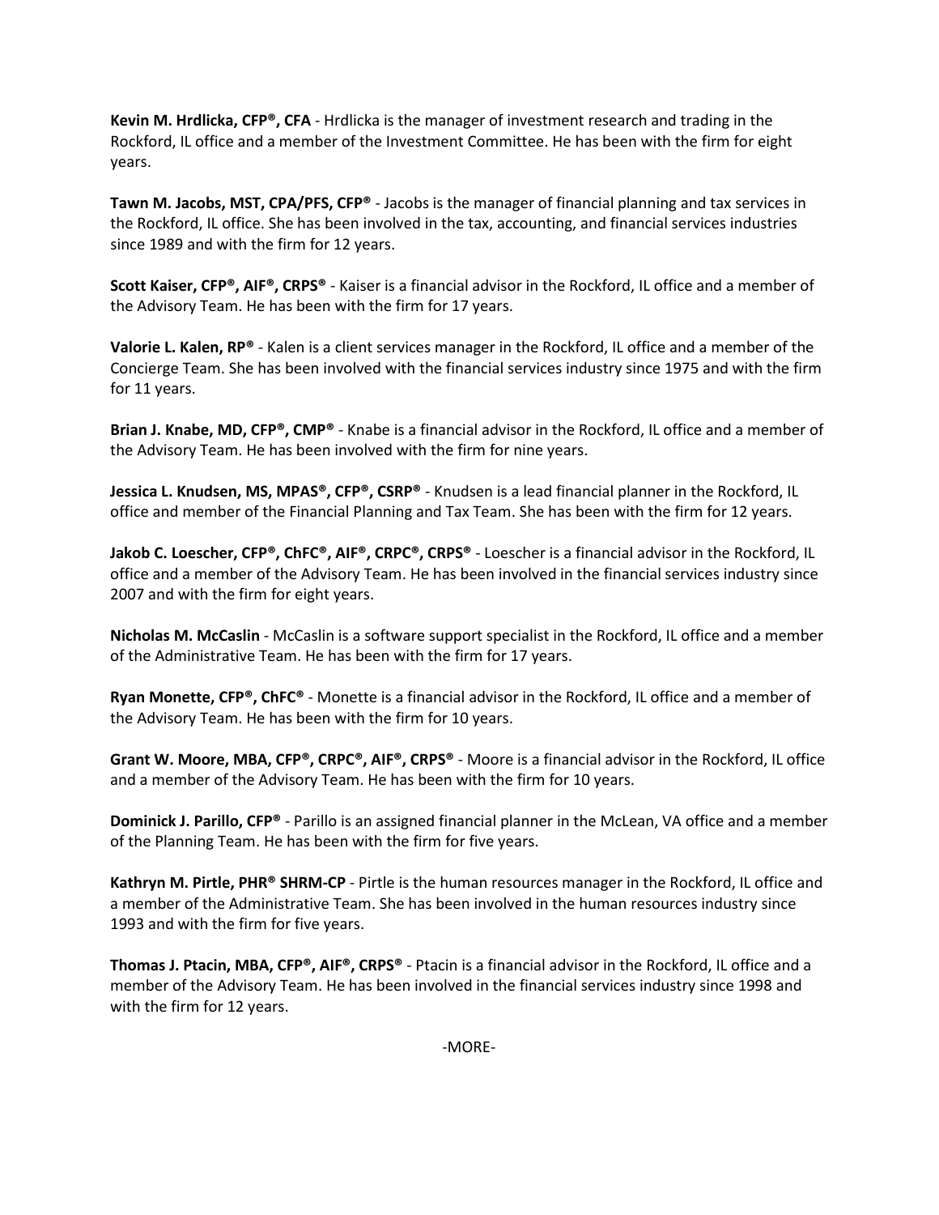**Kevin M. Hrdlicka, CFP®, CFA** - Hrdlicka is the manager of investment research and trading in the Rockford, IL office and a member of the Investment Committee. He has been with the firm for eight years.

**Tawn M. Jacobs, MST, CPA/PFS, CFP®** - Jacobs is the manager of financial planning and tax services in the Rockford, IL office. She has been involved in the tax, accounting, and financial services industries since 1989 and with the firm for 12 years.

**Scott Kaiser, CFP®, AIF®, CRPS®** - Kaiser is a financial advisor in the Rockford, IL office and a member of the Advisory Team. He has been with the firm for 17 years.

**Valorie L. Kalen, RP®** - Kalen is a client services manager in the Rockford, IL office and a member of the Concierge Team. She has been involved with the financial services industry since 1975 and with the firm for 11 years.

**Brian J. Knabe, MD, CFP®, CMP®** - Knabe is a financial advisor in the Rockford, IL office and a member of the Advisory Team. He has been involved with the firm for nine years.

**Jessica L. Knudsen, MS, MPAS®, CFP®, CSRP®** - Knudsen is a lead financial planner in the Rockford, IL office and member of the Financial Planning and Tax Team. She has been with the firm for 12 years.

**Jakob C. Loescher, CFP®, ChFC®, AIF®, CRPC®, CRPS®** - Loescher is a financial advisor in the Rockford, IL office and a member of the Advisory Team. He has been involved in the financial services industry since 2007 and with the firm for eight years.

**Nicholas M. McCaslin** - McCaslin is a software support specialist in the Rockford, IL office and a member of the Administrative Team. He has been with the firm for 17 years.

**Ryan Monette, CFP®, ChFC®** - Monette is a financial advisor in the Rockford, IL office and a member of the Advisory Team. He has been with the firm for 10 years.

**Grant W. Moore, MBA, CFP®, CRPC®, AIF®, CRPS®** - Moore is a financial advisor in the Rockford, IL office and a member of the Advisory Team. He has been with the firm for 10 years.

**Dominick J. Parillo, CFP®** - Parillo is an assigned financial planner in the McLean, VA office and a member of the Planning Team. He has been with the firm for five years.

**Kathryn M. Pirtle, PHR® SHRM-CP** - Pirtle is the human resources manager in the Rockford, IL office and a member of the Administrative Team. She has been involved in the human resources industry since 1993 and with the firm for five years.

**Thomas J. Ptacin, MBA, CFP®, AIF®, CRPS®** - Ptacin is a financial advisor in the Rockford, IL office and a member of the Advisory Team. He has been involved in the financial services industry since 1998 and with the firm for 12 years.

-MORE-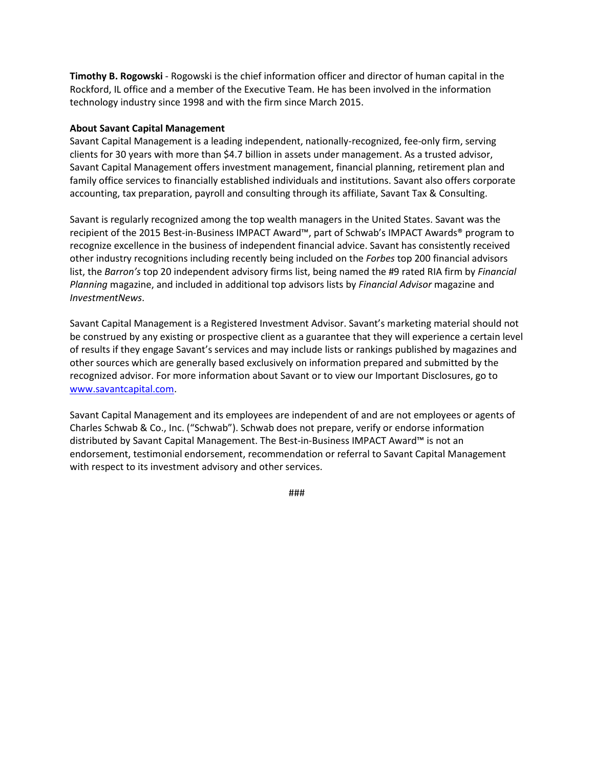**Timothy B. Rogowski** - Rogowski is the chief information officer and director of human capital in the Rockford, IL office and a member of the Executive Team. He has been involved in the information technology industry since 1998 and with the firm since March 2015.

**About Savant Capital Management**

Savant Capital Management is a leading independent, nationally-recognized, fee-only firm, serving clients for 30 years with more than $4.7 billion in assets under management. As a trusted advisor, Savant Capital Management offers investment management, financial planning, retirement plan and family office services to financially established individuals and institutions. Savant also offers corporate accounting, tax preparation, payroll and consulting through its affiliate, Savant Tax & Consulting.

Savant is regularly recognized among the top wealth managers in the United States. Savant was the recipient of the 2015 Best-in-Business IMPACT Award™, part of Schwab's IMPACT Awards® program to recognize excellence in the business of independent financial advice. Savant has consistently received other industry recognitions including recently being included on the *Forbes* top 200 financial advisors list, the *Barron's* top 20 independent advisory firms list, being named the #9 rated RIA firm by *Financial Planning* magazine, and included in additional top advisors lists by *Financial Advisor* magazine and *InvestmentNews*.

Savant Capital Management is a Registered Investment Advisor. Savant's marketing material should not be construed by any existing or prospective client as a guarantee that they will experience a certain level of results if they engage Savant's services and may include lists or rankings published by magazines and other sources which are generally based exclusively on information prepared and submitted by the recognized advisor. For more information about Savant or to view our Important Disclosures, go to [www.savantcapital.com](www.savantcapital.com).

Savant Capital Management and its employees are independent of and are not employees or agents of Charles Schwab & Co., Inc. ("Schwab"). Schwab does not prepare, verify or endorse information distributed by Savant Capital Management. The Best-in-Business IMPACT Award™ is not an endorsement, testimonial endorsement, recommendation or referral to Savant Capital Management with respect to its investment advisory and other services.

###